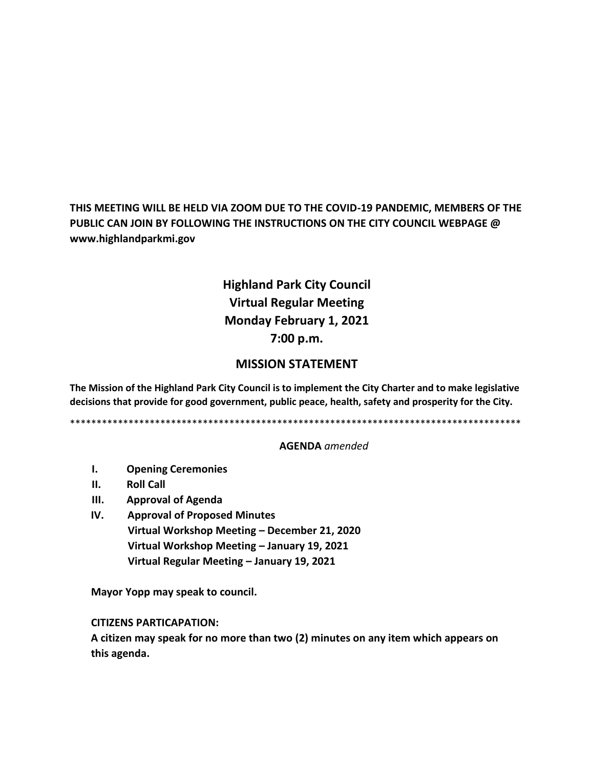**THIS MEETING WILL BE HELD VIA ZOOM DUE TO THE COVID-19 PANDEMIC, MEMBERS OF THE PUBLIC CAN JOIN BY FOLLOWING THE INSTRUCTIONS ON THE CITY COUNCIL WEBPAGE @ www.highlandparkmi.gov**

# Highland Park City Council
## Virtual Regular Meeting
## Monday February 1, 2021
## 7:00 p.m.

## MISSION STATEMENT

**The Mission of the Highland Park City Council is to implement the City Charter and to make legislative decisions that provide for good government, public peace, health, safety and prosperity for the City.**

*************************************************************************************

**AGENDA** *amended*

- **I. Opening Ceremonies**
- **II. Roll Call**
- **III. Approval of Agenda**
- **IV. Approval of Proposed Minutes**
  - **Virtual Workshop Meeting – December 21, 2020**
  - **Virtual Workshop Meeting – January 19, 2021**
  - **Virtual Regular Meeting – January 19, 2021**

**Mayor Yopp may speak to council.**

**CITIZENS PARTICAPATION:**

**A citizen may speak for no more than two (2) minutes on any item which appears on this agenda.**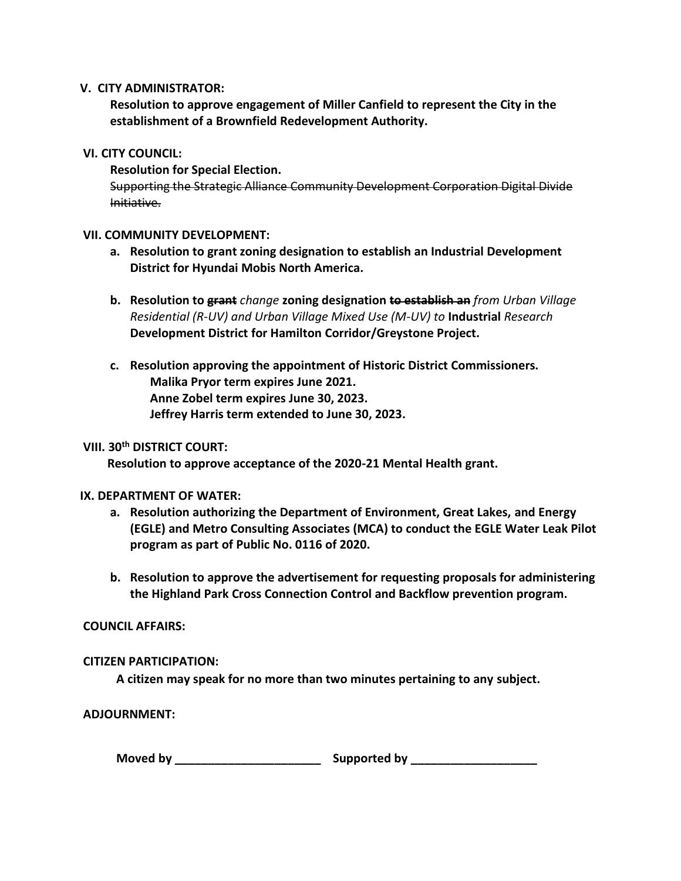**V. CITY ADMINISTRATOR:**

**Resolution to approve engagement of Miller Canfield to represent the City in the establishment of a Brownfield Redevelopment Authority.**

**VI. CITY COUNCIL:**

**Resolution for Special Election.**

~~Supporting the Strategic Alliance Community Development Corporation Digital Divide Initiative.~~

**VII. COMMUNITY DEVELOPMENT:**

a. **Resolution to grant zoning designation to establish an Industrial Development District for Hyundai Mobis North America.**

b. **Resolution to ~~grant~~** *change* **zoning designation ~~to establish an~~** *from Urban Village Residential (R-UV) and Urban Village Mixed Use (M-UV) to* **Industrial** *Research* **Development District for Hamilton Corridor/Greystone Project.**

c. **Resolution approving the appointment of Historic District Commissioners.**
   **Malika Pryor term expires June 2021.**
   **Anne Zobel term expires June 30, 2023.**
   **Jeffrey Harris term extended to June 30, 2023.**

**VIII. 30th DISTRICT COURT:**

**Resolution to approve acceptance of the 2020-21 Mental Health grant.**

**IX. DEPARTMENT OF WATER:**

a. **Resolution authorizing the Department of Environment, Great Lakes, and Energy (EGLE) and Metro Consulting Associates (MCA) to conduct the EGLE Water Leak Pilot program as part of Public No. 0116 of 2020.**

b. **Resolution to approve the advertisement for requesting proposals for administering the Highland Park Cross Connection Control and Backflow prevention program.**

**COUNCIL AFFAIRS:**

**CITIZEN PARTICIPATION:**

**A citizen may speak for no more than two minutes pertaining to any subject.**

**ADJOURNMENT:**

**Moved by ______________________ Supported by ___________________**